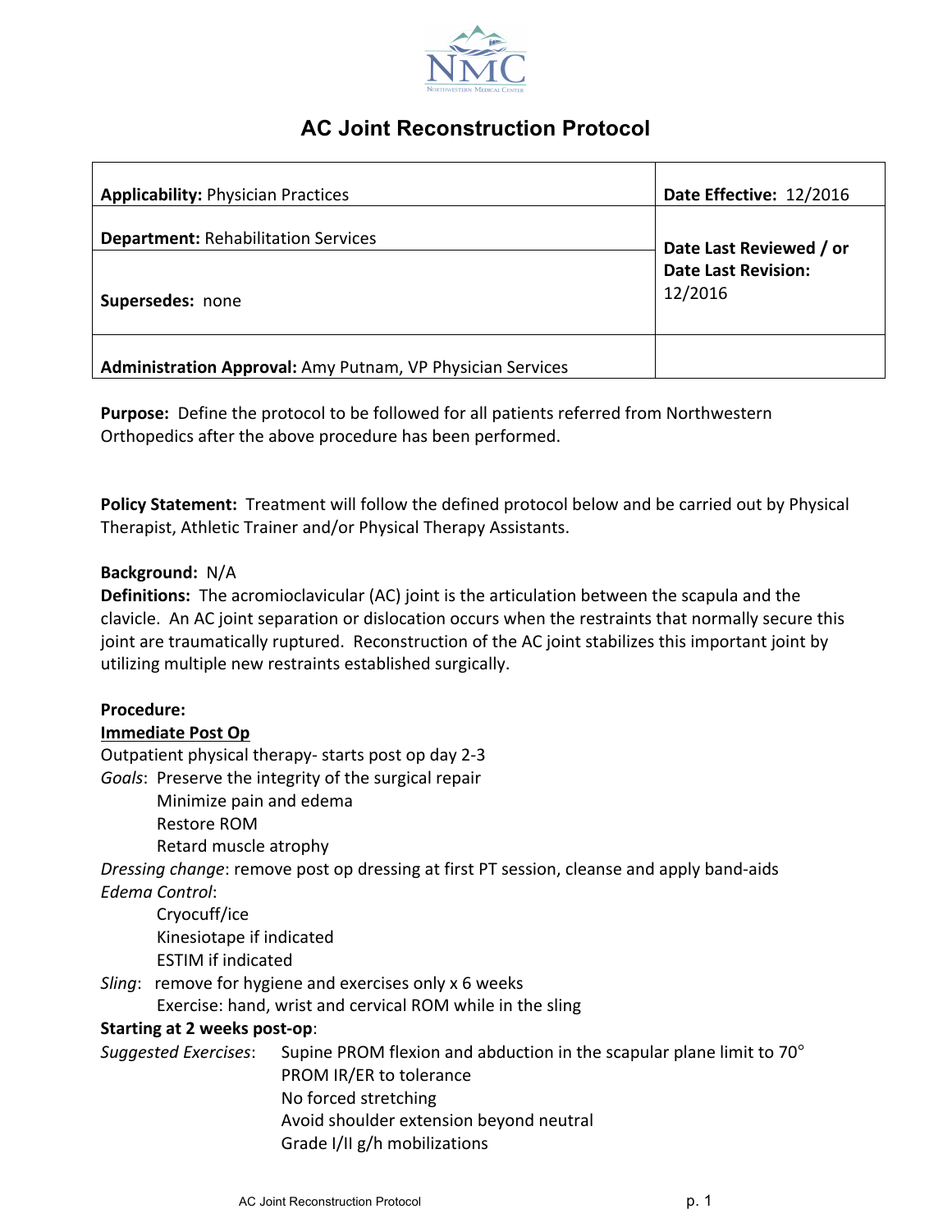# AC Joint Reconstruction Protocol

| **Applicability:** Physician Practices | **Date Effective:** 12/2016 |
|---|---|
| **Department:** Rehabilitation Services | **Date Last Reviewed / or Date Last Revision:** 12/2016 |
| **Supersedes:** none | |
| **Administration Approval:** Amy Putnam, VP Physician Services | |

**Purpose:** Define the protocol to be followed for all patients referred from Northwestern Orthopedics after the above procedure has been performed.

**Policy Statement:** Treatment will follow the defined protocol below and be carried out by Physical Therapist, Athletic Trainer and/or Physical Therapy Assistants.

**Background:** N/A

**Definitions:** The acromioclavicular (AC) joint is the articulation between the scapula and the clavicle. An AC joint separation or dislocation occurs when the restraints that normally secure this joint are traumatically ruptured. Reconstruction of the AC joint stabilizes this important joint by utilizing multiple new restraints established surgically.

**Procedure:**

**<u>Immediate Post Op</u>**

Outpatient physical therapy- starts post op day 2-3

*Goals*: Preserve the integrity of the surgical repair
- Minimize pain and edema
- Restore ROM
- Retard muscle atrophy

*Dressing change*: remove post op dressing at first PT session, cleanse and apply band-aids

*Edema Control*:
- Cryocuff/ice
- Kinesiotape if indicated
- ESTIM if indicated

*Sling*: remove for hygiene and exercises only x 6 weeks
- Exercise: hand, wrist and cervical ROM while in the sling

**Starting at 2 weeks post-op**:

*Suggested Exercises*:
- Supine PROM flexion and abduction in the scapular plane limit to 70°
- PROM IR/ER to tolerance
- No forced stretching
- Avoid shoulder extension beyond neutral
- Grade I/II g/h mobilizations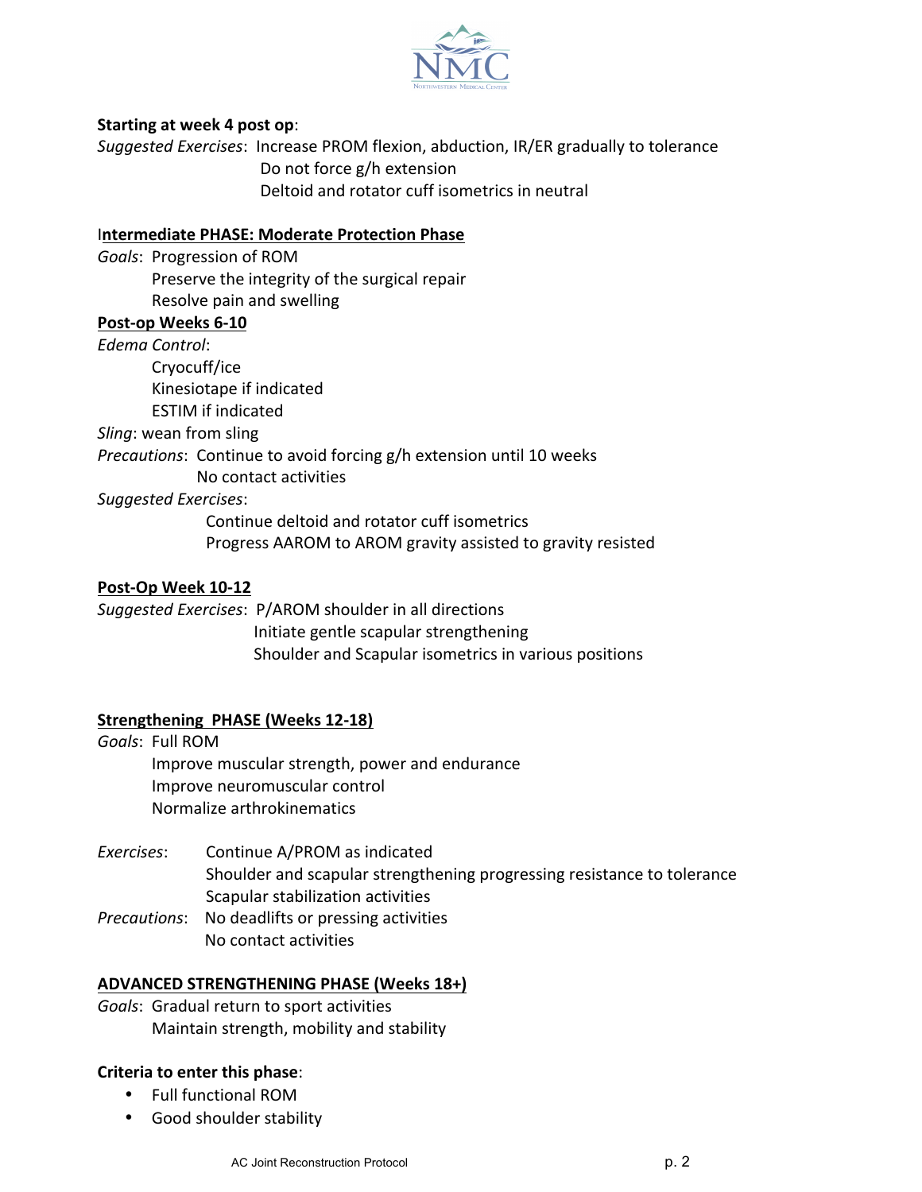**Starting at week 4 post op**:

*Suggested Exercises*: Increase PROM flexion, abduction, IR/ER gradually to tolerance
Do not force g/h extension
Deltoid and rotator cuff isometrics in neutral

## Intermediate PHASE: Moderate Protection Phase

*Goals*: Progression of ROM
Preserve the integrity of the surgical repair
Resolve pain and swelling

### Post-op Weeks 6-10

*Edema Control*:
Cryocuff/ice
Kinesiotape if indicated
ESTIM if indicated

*Sling*: wean from sling

*Precautions*: Continue to avoid forcing g/h extension until 10 weeks
No contact activities

*Suggested Exercises*:
Continue deltoid and rotator cuff isometrics
Progress AAROM to AROM gravity assisted to gravity resisted

### Post-Op Week 10-12

*Suggested Exercises*: P/AROM shoulder in all directions
Initiate gentle scapular strengthening
Shoulder and Scapular isometrics in various positions

## Strengthening PHASE (Weeks 12-18)

*Goals*: Full ROM
Improve muscular strength, power and endurance
Improve neuromuscular control
Normalize arthrokinematics

*Exercises*: Continue A/PROM as indicated
Shoulder and scapular strengthening progressing resistance to tolerance
Scapular stabilization activities

*Precautions*: No deadlifts or pressing activities
No contact activities

## ADVANCED STRENGTHENING PHASE (Weeks 18+)

*Goals*: Gradual return to sport activities
Maintain strength, mobility and stability

**Criteria to enter this phase**:

- Full functional ROM
- Good shoulder stability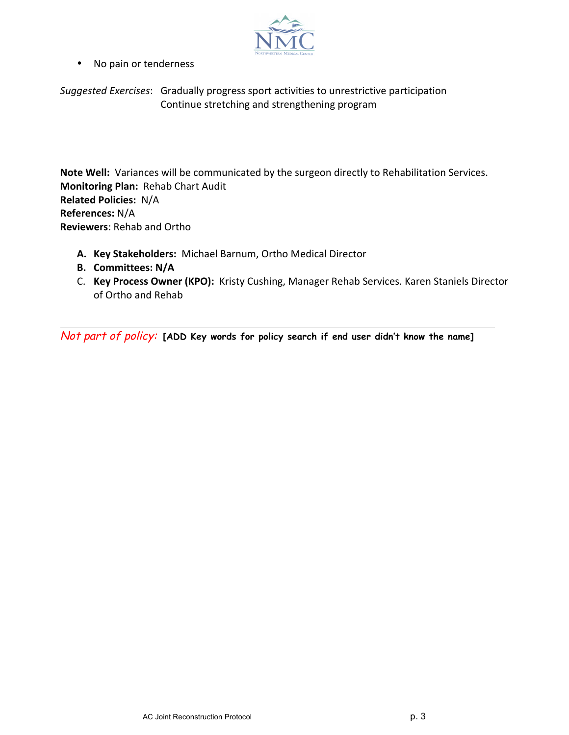- No pain or tenderness

*Suggested Exercises*: Gradually progress sport activities to unrestrictive participation
Continue stretching and strengthening program

**Note Well:** Variances will be communicated by the surgeon directly to Rehabilitation Services.
**Monitoring Plan:** Rehab Chart Audit
**Related Policies:** N/A
**References:** N/A
**Reviewers**: Rehab and Ortho

A. **Key Stakeholders:** Michael Barnum, Ortho Medical Director
B. **Committees: N/A**
C. **Key Process Owner (KPO):** Kristy Cushing, Manager Rehab Services. Karen Staniels Director of Ortho and Rehab

---

*Not part of policy:* **[ADD Key words for policy search if end user didn't know the name]**